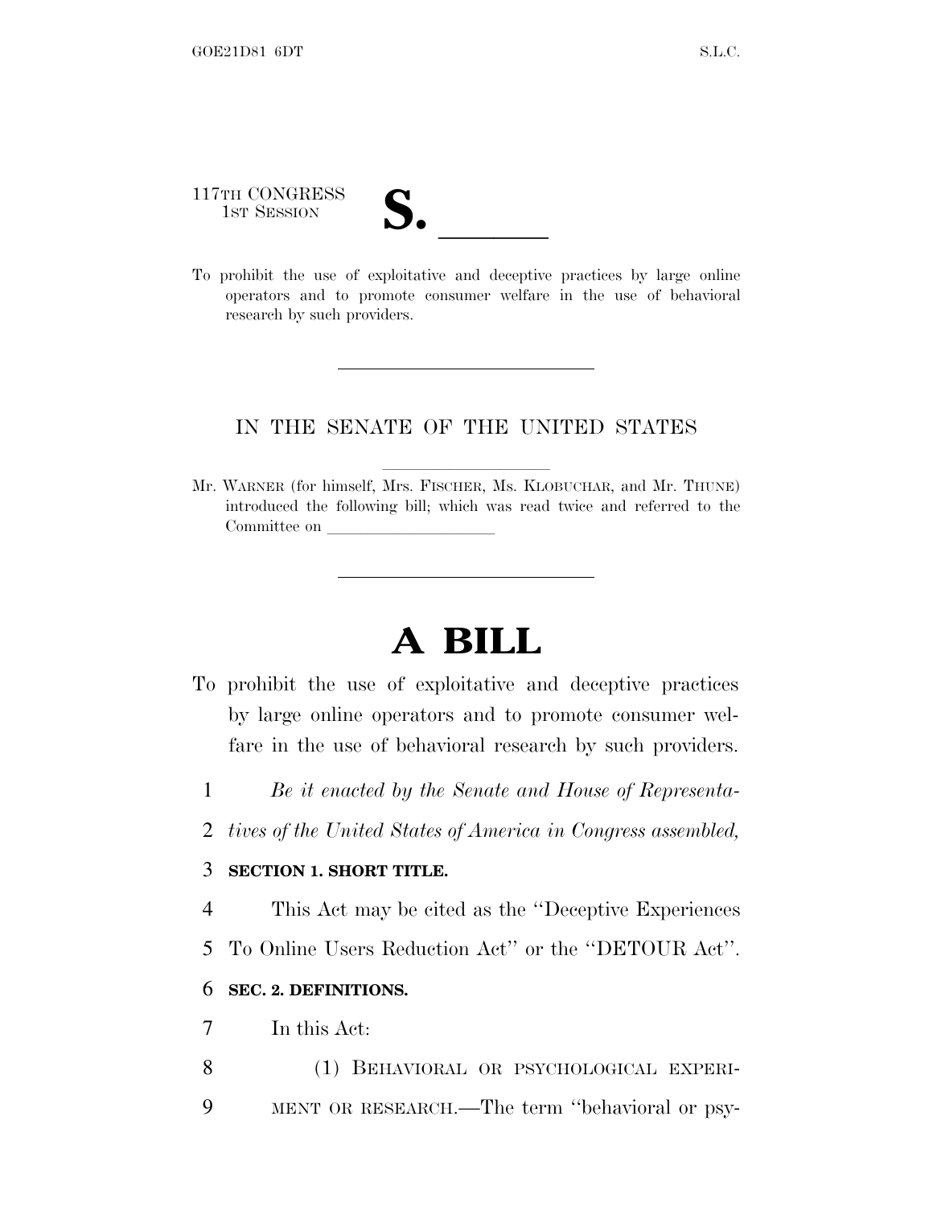117TH CONGRESS
1ST SESSION

**S. \_\_\_\_\_\_**

To prohibit the use of exploitative and deceptive practices by large online operators and to promote consumer welfare in the use of behavioral research by such providers.

---

IN THE SENATE OF THE UNITED STATES

Mr. WARNER (for himself, Mrs. FISCHER, Ms. KLOBUCHAR, and Mr. THUNE) introduced the following bill; which was read twice and referred to the Committee on \_\_\_\_\_\_\_\_\_\_\_\_\_\_\_\_\_\_\_\_

---

# A BILL

To prohibit the use of exploitative and deceptive practices by large online operators and to promote consumer welfare in the use of behavioral research by such providers.

1 *Be it enacted by the Senate and House of Representa-*
2 *tives of the United States of America in Congress assembled,*

3 **SECTION 1. SHORT TITLE.**

4 This Act may be cited as the "Deceptive Experiences
5 To Online Users Reduction Act" or the "DETOUR Act".

6 **SEC. 2. DEFINITIONS.**

7 In this Act:

8 (1) BEHAVIORAL OR PSYCHOLOGICAL EXPERI-
9 MENT OR RESEARCH.—The term "behavioral or psy-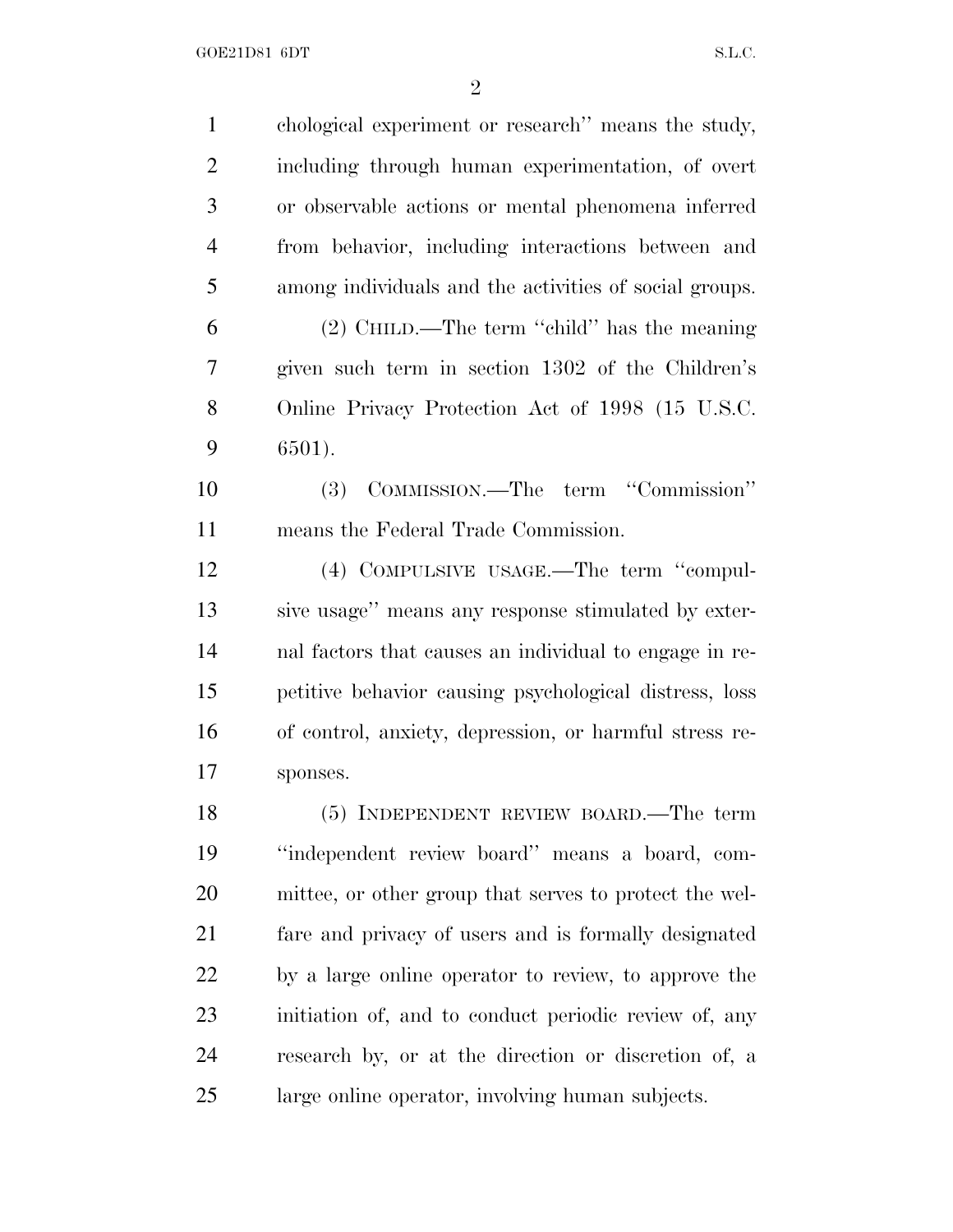chological experiment or research'' means the study, including through human experimentation, of overt or observable actions or mental phenomena inferred from behavior, including interactions between and among individuals and the activities of social groups.

(2) CHILD.—The term ''child'' has the meaning given such term in section 1302 of the Children's Online Privacy Protection Act of 1998 (15 U.S.C. 6501).

(3) COMMISSION.—The term ''Commission'' means the Federal Trade Commission.

(4) COMPULSIVE USAGE.—The term ''compulsive usage'' means any response stimulated by external factors that causes an individual to engage in repetitive behavior causing psychological distress, loss of control, anxiety, depression, or harmful stress responses.

(5) INDEPENDENT REVIEW BOARD.—The term ''independent review board'' means a board, committee, or other group that serves to protect the welfare and privacy of users and is formally designated by a large online operator to review, to approve the initiation of, and to conduct periodic review of, any research by, or at the direction or discretion of, a large online operator, involving human subjects.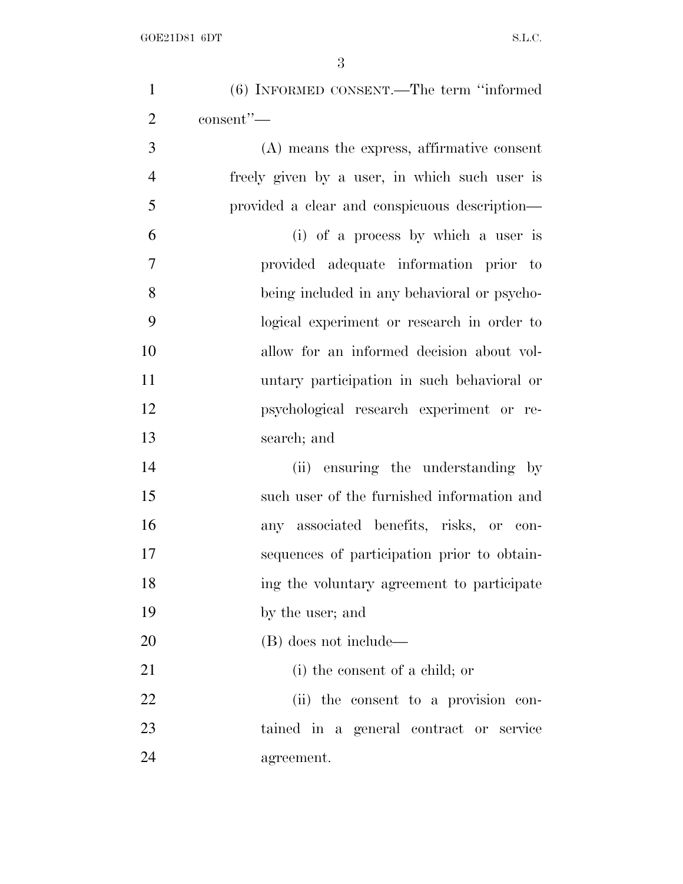(6) INFORMED CONSENT.—The term ''informed consent''—

(A) means the express, affirmative consent freely given by a user, in which such user is provided a clear and conspicuous description—

(i) of a process by which a user is provided adequate information prior to being included in any behavioral or psychological experiment or research in order to allow for an informed decision about voluntary participation in such behavioral or psychological research experiment or research; and

(ii) ensuring the understanding by such user of the furnished information and any associated benefits, risks, or consequences of participation prior to obtaining the voluntary agreement to participate by the user; and

(B) does not include—

(i) the consent of a child; or

(ii) the consent to a provision contained in a general contract or service agreement.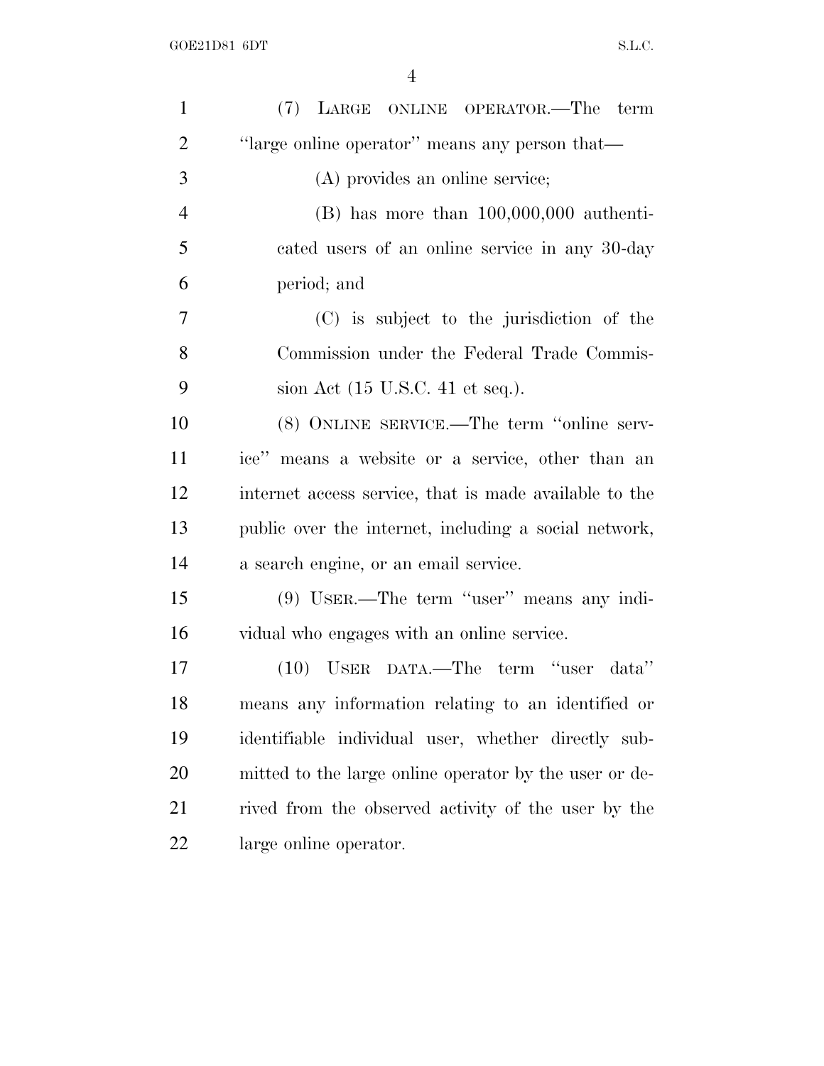(7) LARGE ONLINE OPERATOR.—The term "large online operator" means any person that—

(A) provides an online service;

(B) has more than 100,000,000 authenticated users of an online service in any 30-day period; and

(C) is subject to the jurisdiction of the Commission under the Federal Trade Commission Act (15 U.S.C. 41 et seq.).

(8) ONLINE SERVICE.—The term "online service" means a website or a service, other than an internet access service, that is made available to the public over the internet, including a social network, a search engine, or an email service.

(9) USER.—The term "user" means any individual who engages with an online service.

(10) USER DATA.—The term "user data" means any information relating to an identified or identifiable individual user, whether directly submitted to the large online operator by the user or derived from the observed activity of the user by the large online operator.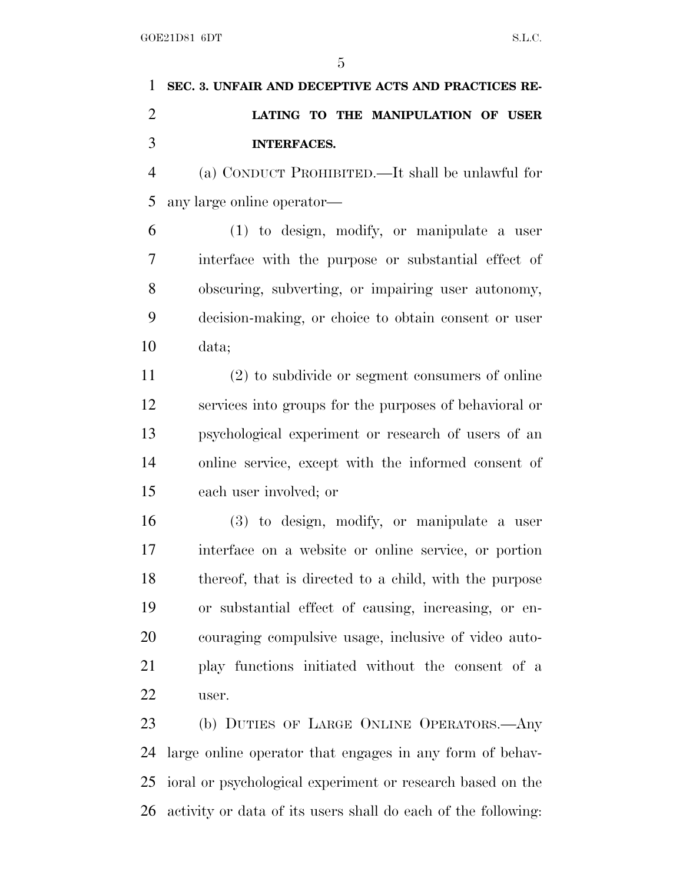**SEC. 3. UNFAIR AND DECEPTIVE ACTS AND PRACTICES RELATING TO THE MANIPULATION OF USER INTERFACES.**

(a) CONDUCT PROHIBITED.—It shall be unlawful for any large online operator—

(1) to design, modify, or manipulate a user interface with the purpose or substantial effect of obscuring, subverting, or impairing user autonomy, decision-making, or choice to obtain consent or user data;

(2) to subdivide or segment consumers of online services into groups for the purposes of behavioral or psychological experiment or research of users of an online service, except with the informed consent of each user involved; or

(3) to design, modify, or manipulate a user interface on a website or online service, or portion thereof, that is directed to a child, with the purpose or substantial effect of causing, increasing, or encouraging compulsive usage, inclusive of video auto-play functions initiated without the consent of a user.

(b) DUTIES OF LARGE ONLINE OPERATORS.—Any large online operator that engages in any form of behavioral or psychological experiment or research based on the activity or data of its users shall do each of the following: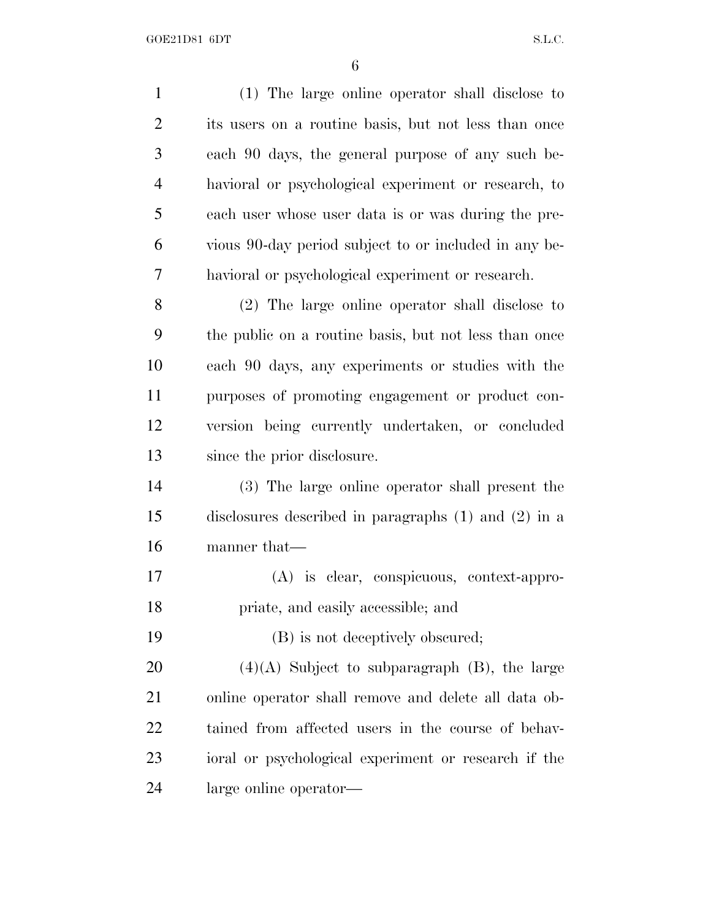(1) The large online operator shall disclose to its users on a routine basis, but not less than once each 90 days, the general purpose of any such behavioral or psychological experiment or research, to each user whose user data is or was during the previous 90-day period subject to or included in any behavioral or psychological experiment or research.

(2) The large online operator shall disclose to the public on a routine basis, but not less than once each 90 days, any experiments or studies with the purposes of promoting engagement or product conversion being currently undertaken, or concluded since the prior disclosure.

(3) The large online operator shall present the disclosures described in paragraphs (1) and (2) in a manner that—

(A) is clear, conspicuous, context-appropriate, and easily accessible; and

(B) is not deceptively obscured;

(4)(A) Subject to subparagraph (B), the large online operator shall remove and delete all data obtained from affected users in the course of behavioral or psychological experiment or research if the large online operator—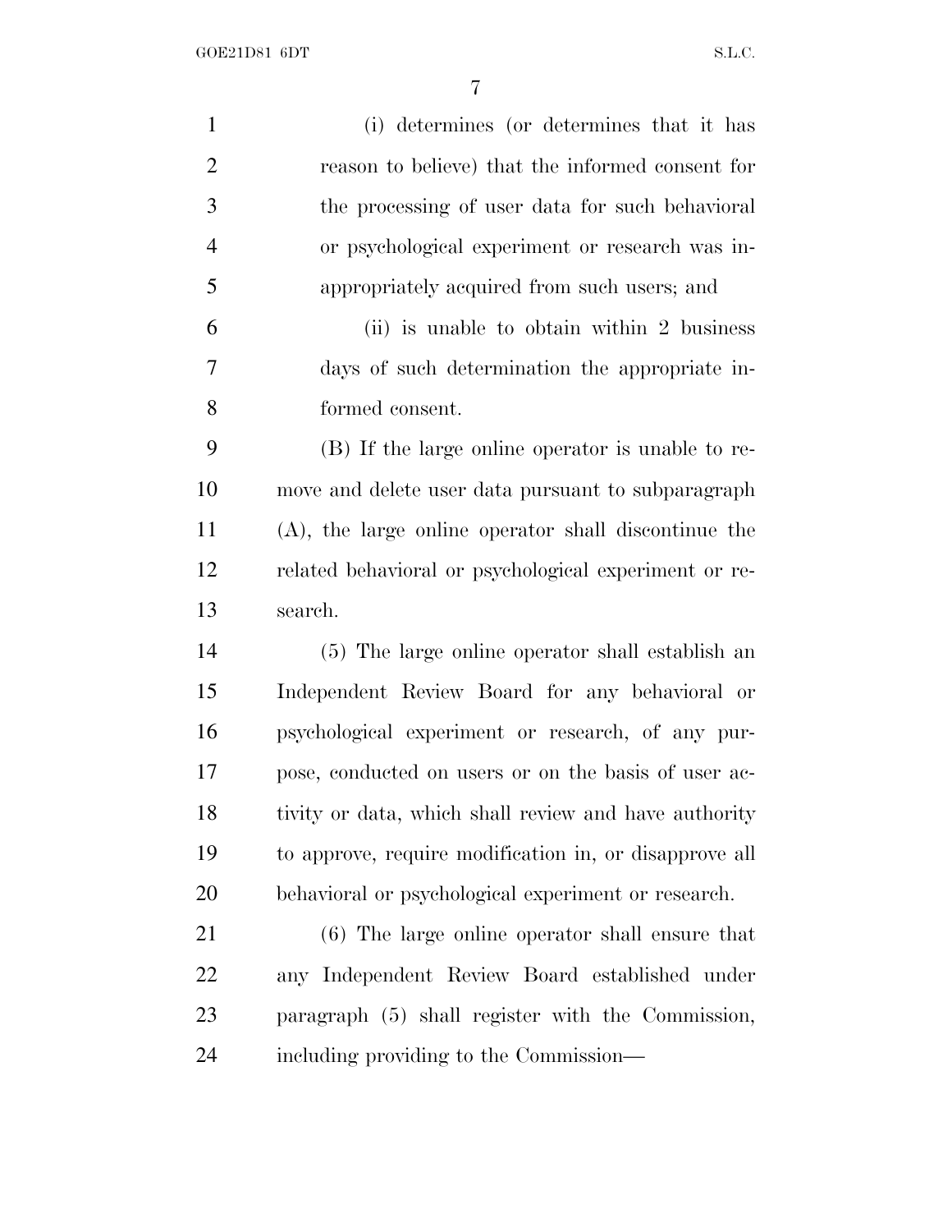(i) determines (or determines that it has reason to believe) that the informed consent for the processing of user data for such behavioral or psychological experiment or research was inappropriately acquired from such users; and

(ii) is unable to obtain within 2 business days of such determination the appropriate informed consent.

(B) If the large online operator is unable to remove and delete user data pursuant to subparagraph (A), the large online operator shall discontinue the related behavioral or psychological experiment or research.

(5) The large online operator shall establish an Independent Review Board for any behavioral or psychological experiment or research, of any purpose, conducted on users or on the basis of user activity or data, which shall review and have authority to approve, require modification in, or disapprove all behavioral or psychological experiment or research.

(6) The large online operator shall ensure that any Independent Review Board established under paragraph (5) shall register with the Commission, including providing to the Commission—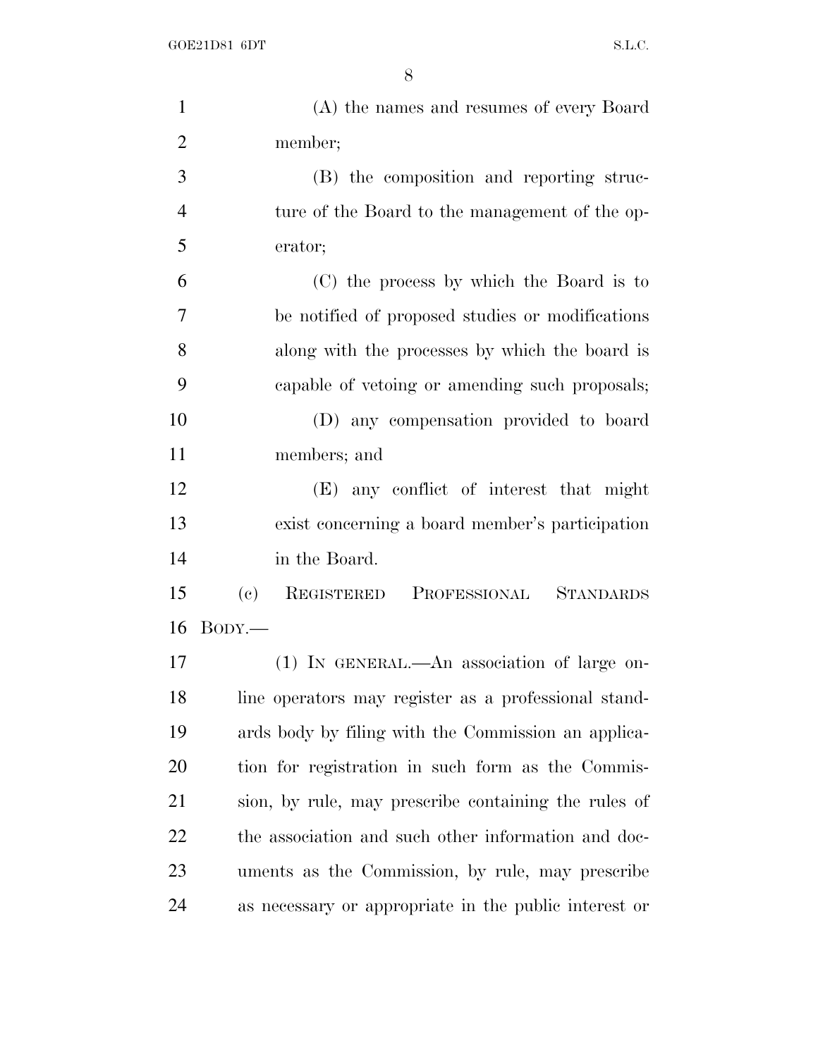(A) the names and resumes of every Board member;

(B) the composition and reporting structure of the Board to the management of the operator;

(C) the process by which the Board is to be notified of proposed studies or modifications along with the processes by which the board is capable of vetoing or amending such proposals;

(D) any compensation provided to board members; and

(E) any conflict of interest that might exist concerning a board member's participation in the Board.

(c) REGISTERED PROFESSIONAL STANDARDS BODY.—

(1) IN GENERAL.—An association of large online operators may register as a professional standards body by filing with the Commission an application for registration in such form as the Commission, by rule, may prescribe containing the rules of the association and such other information and documents as the Commission, by rule, may prescribe as necessary or appropriate in the public interest or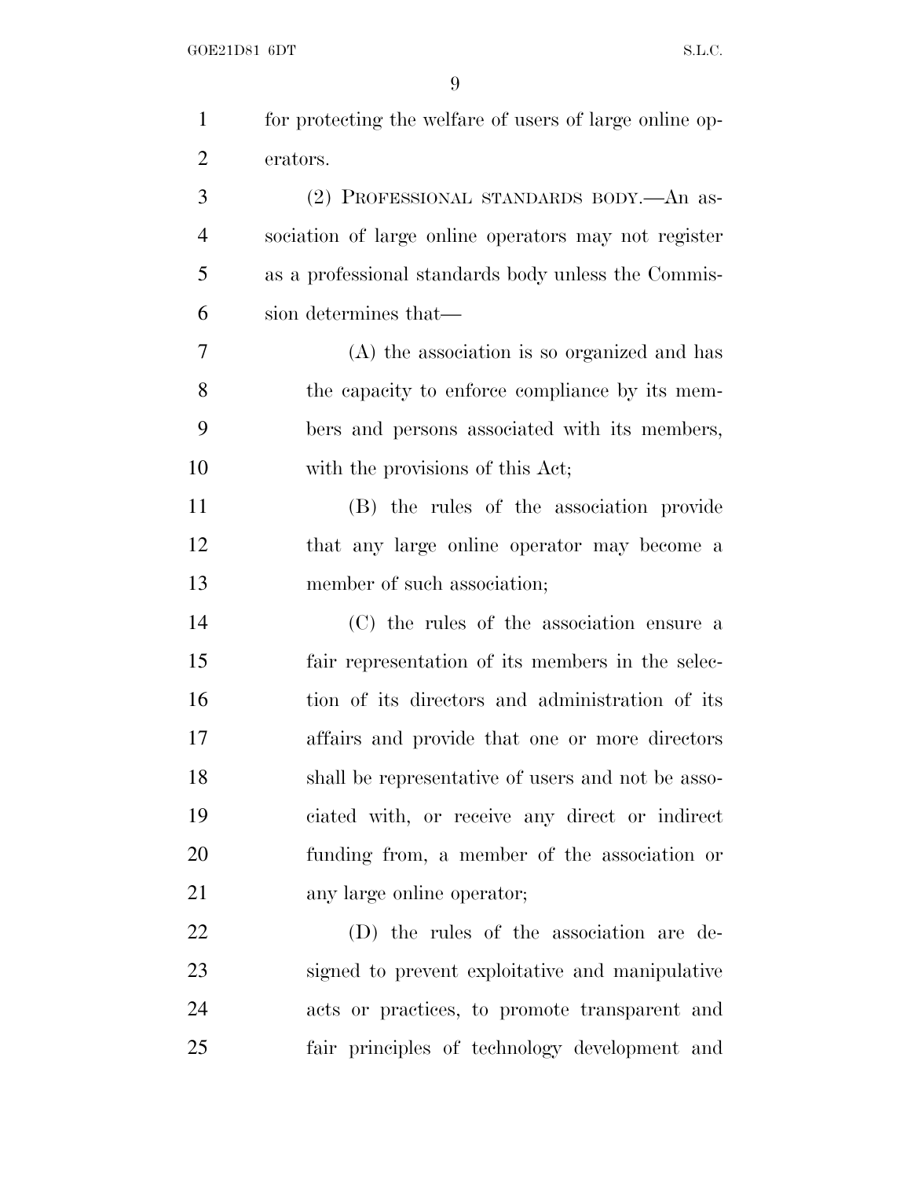for protecting the welfare of users of large online operators.

(2) PROFESSIONAL STANDARDS BODY.—An association of large online operators may not register as a professional standards body unless the Commission determines that—

(A) the association is so organized and has the capacity to enforce compliance by its members and persons associated with its members, with the provisions of this Act;

(B) the rules of the association provide that any large online operator may become a member of such association;

(C) the rules of the association ensure a fair representation of its members in the selection of its directors and administration of its affairs and provide that one or more directors shall be representative of users and not be associated with, or receive any direct or indirect funding from, a member of the association or any large online operator;

(D) the rules of the association are designed to prevent exploitative and manipulative acts or practices, to promote transparent and fair principles of technology development and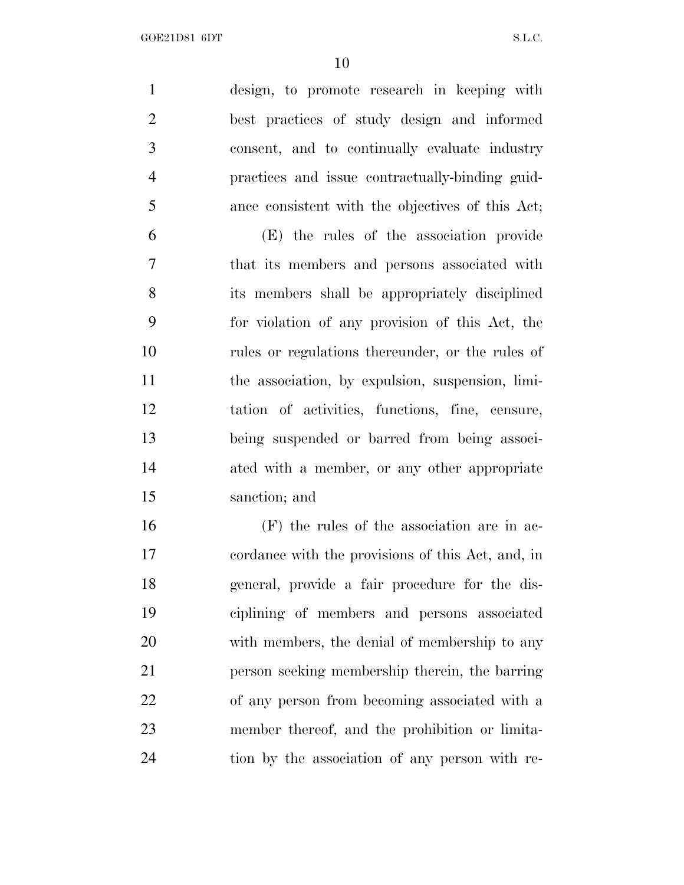design, to promote research in keeping with best practices of study design and informed consent, and to continually evaluate industry practices and issue contractually-binding guidance consistent with the objectives of this Act;

(E) the rules of the association provide that its members and persons associated with its members shall be appropriately disciplined for violation of any provision of this Act, the rules or regulations thereunder, or the rules of the association, by expulsion, suspension, limitation of activities, functions, fine, censure, being suspended or barred from being associated with a member, or any other appropriate sanction; and

(F) the rules of the association are in accordance with the provisions of this Act, and, in general, provide a fair procedure for the disciplining of members and persons associated with members, the denial of membership to any person seeking membership therein, the barring of any person from becoming associated with a member thereof, and the prohibition or limitation by the association of any person with re-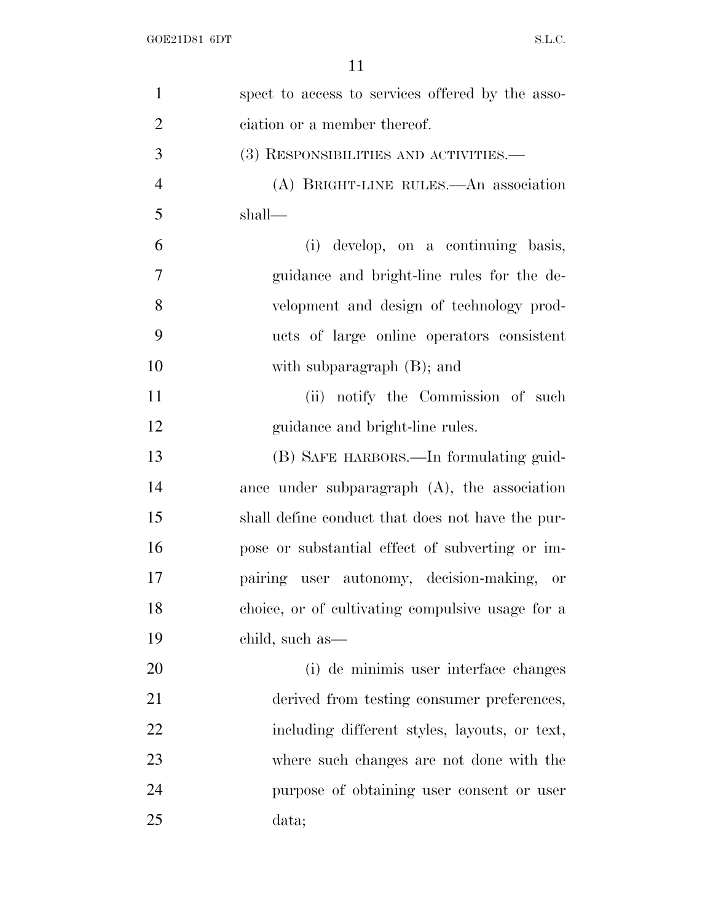spect to access to services offered by the association or a member thereof.

(3) RESPONSIBILITIES AND ACTIVITIES.—

(A) BRIGHT-LINE RULES.—An association shall—

(i) develop, on a continuing basis, guidance and bright-line rules for the development and design of technology products of large online operators consistent with subparagraph (B); and

(ii) notify the Commission of such guidance and bright-line rules.

(B) SAFE HARBORS.—In formulating guidance under subparagraph (A), the association shall define conduct that does not have the purpose or substantial effect of subverting or impairing user autonomy, decision-making, or choice, or of cultivating compulsive usage for a child, such as—

(i) de minimis user interface changes derived from testing consumer preferences, including different styles, layouts, or text, where such changes are not done with the purpose of obtaining user consent or user data;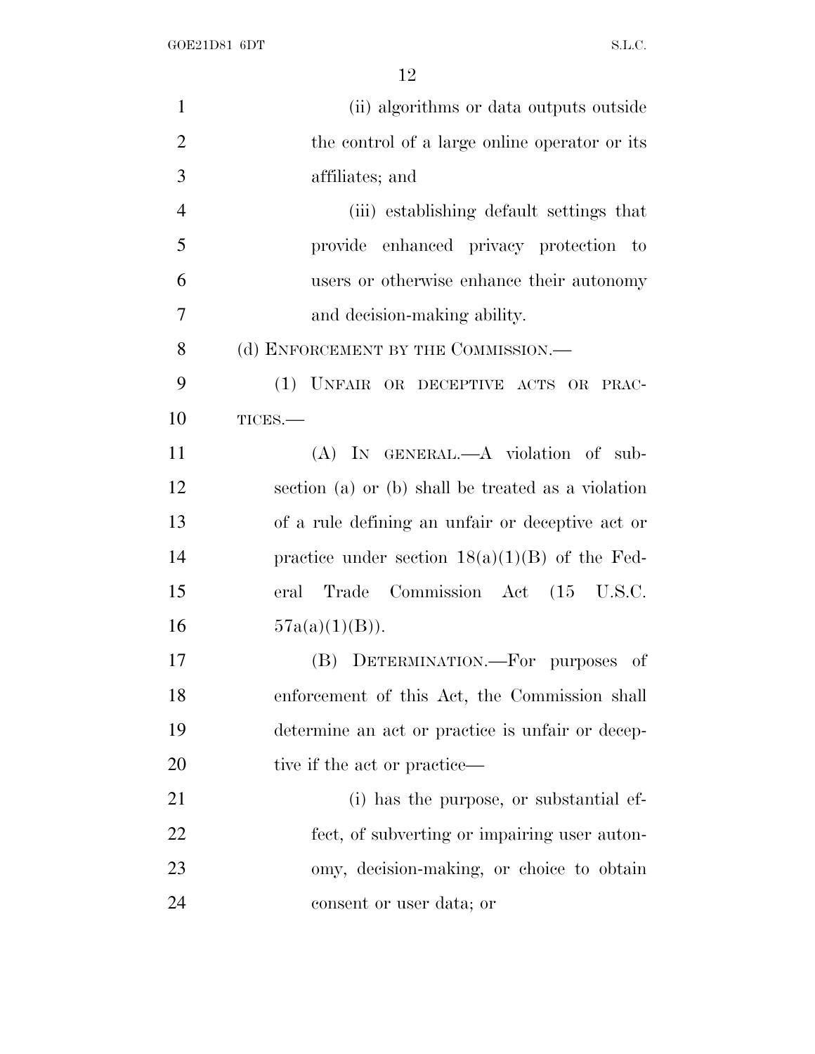(ii) algorithms or data outputs outside the control of a large online operator or its affiliates; and

(iii) establishing default settings that provide enhanced privacy protection to users or otherwise enhance their autonomy and decision-making ability.

(d) ENFORCEMENT BY THE COMMISSION.—

(1) UNFAIR OR DECEPTIVE ACTS OR PRACTICES.—

(A) IN GENERAL.—A violation of subsection (a) or (b) shall be treated as a violation of a rule defining an unfair or deceptive act or practice under section 18(a)(1)(B) of the Federal Trade Commission Act (15 U.S.C. 57a(a)(1)(B)).

(B) DETERMINATION.—For purposes of enforcement of this Act, the Commission shall determine an act or practice is unfair or deceptive if the act or practice—

(i) has the purpose, or substantial effect, of subverting or impairing user autonomy, decision-making, or choice to obtain consent or user data; or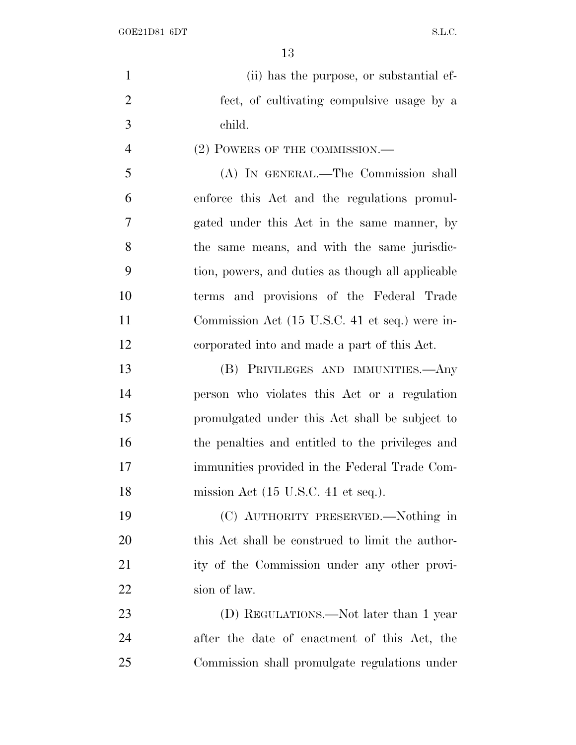(ii) has the purpose, or substantial effect, of cultivating compulsive usage by a child.

(2) POWERS OF THE COMMISSION.—

(A) IN GENERAL.—The Commission shall enforce this Act and the regulations promulgated under this Act in the same manner, by the same means, and with the same jurisdiction, powers, and duties as though all applicable terms and provisions of the Federal Trade Commission Act (15 U.S.C. 41 et seq.) were incorporated into and made a part of this Act.

(B) PRIVILEGES AND IMMUNITIES.—Any person who violates this Act or a regulation promulgated under this Act shall be subject to the penalties and entitled to the privileges and immunities provided in the Federal Trade Commission Act (15 U.S.C. 41 et seq.).

(C) AUTHORITY PRESERVED.—Nothing in this Act shall be construed to limit the authority of the Commission under any other provision of law.

(D) REGULATIONS.—Not later than 1 year after the date of enactment of this Act, the Commission shall promulgate regulations under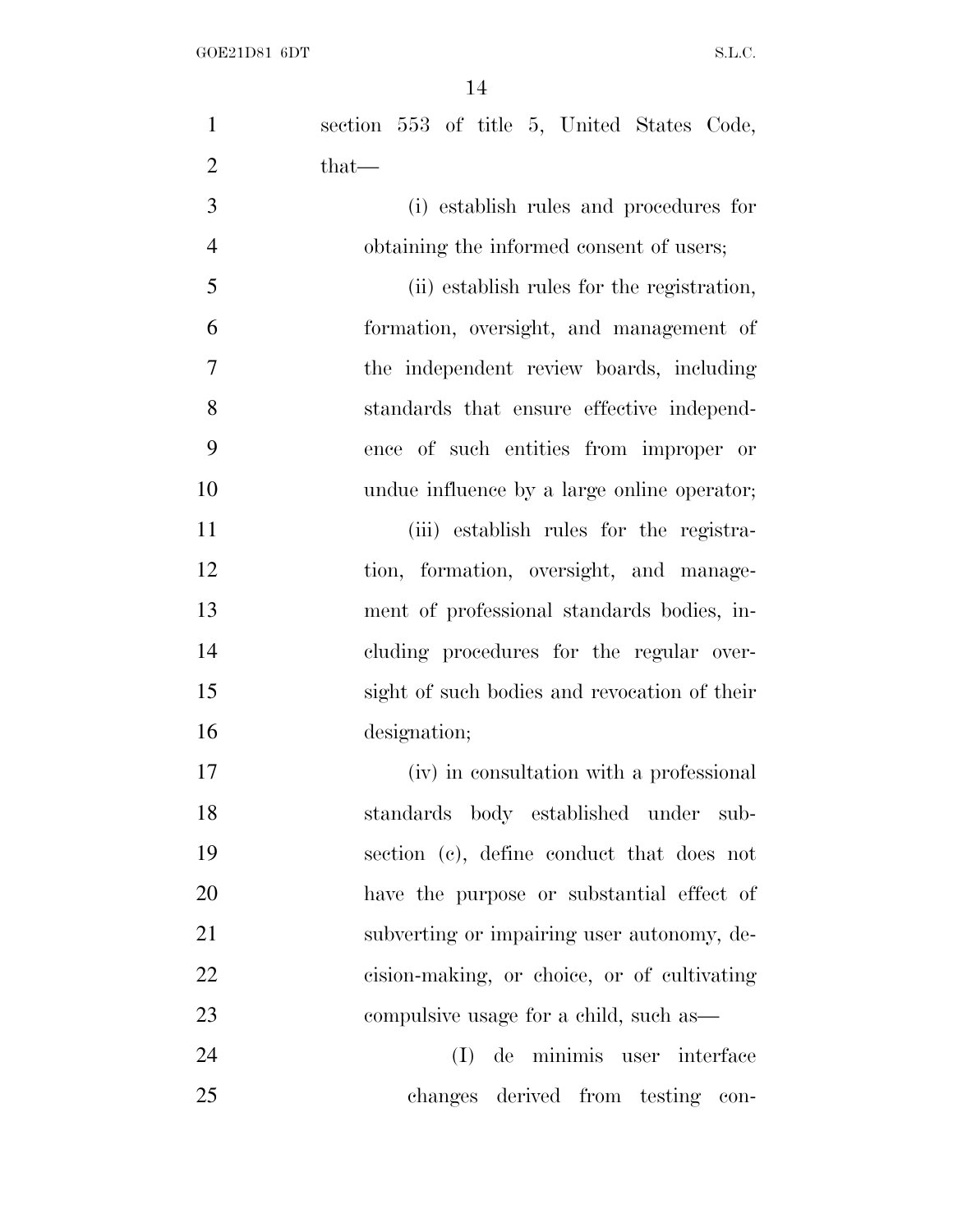section 553 of title 5, United States Code, that—

(i) establish rules and procedures for obtaining the informed consent of users;

(ii) establish rules for the registration, formation, oversight, and management of the independent review boards, including standards that ensure effective independence of such entities from improper or undue influence by a large online operator;

(iii) establish rules for the registration, formation, oversight, and management of professional standards bodies, including procedures for the regular oversight of such bodies and revocation of their designation;

(iv) in consultation with a professional standards body established under subsection (c), define conduct that does not have the purpose or substantial effect of subverting or impairing user autonomy, decision-making, or choice, or of cultivating compulsive usage for a child, such as—

(I) de minimis user interface changes derived from testing con-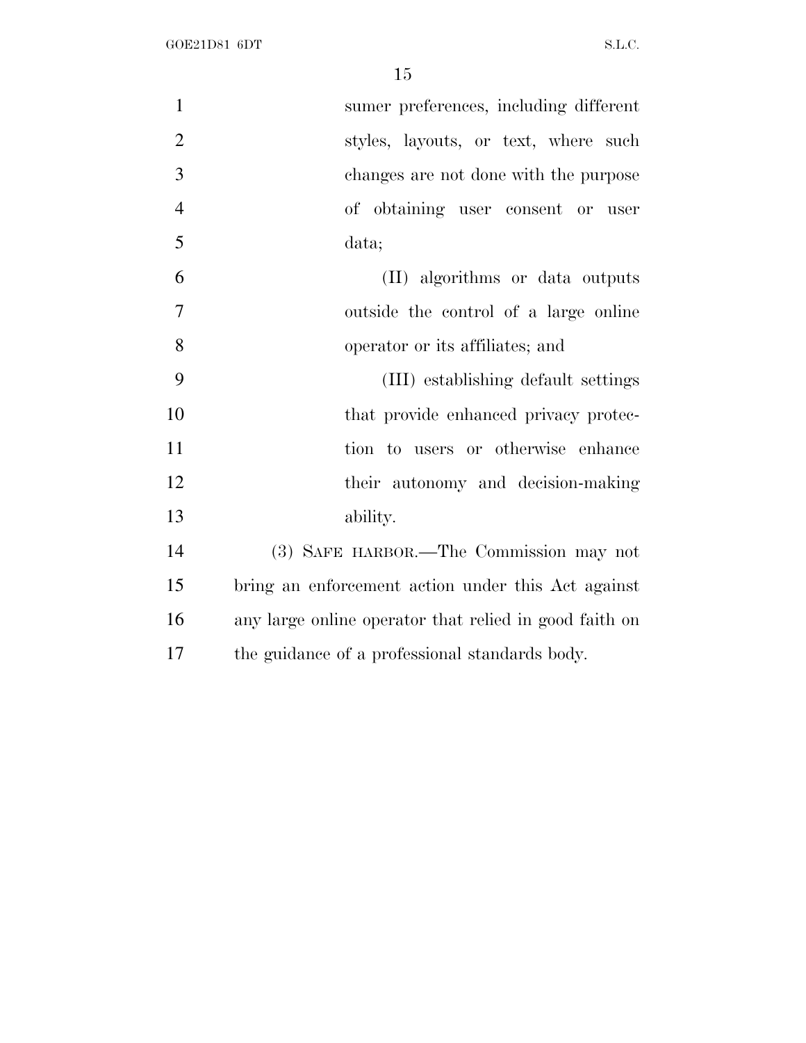sumer preferences, including different styles, layouts, or text, where such changes are not done with the purpose of obtaining user consent or user data;

(II) algorithms or data outputs outside the control of a large online operator or its affiliates; and

(III) establishing default settings that provide enhanced privacy protection to users or otherwise enhance their autonomy and decision-making ability.

(3) SAFE HARBOR.—The Commission may not bring an enforcement action under this Act against any large online operator that relied in good faith on the guidance of a professional standards body.